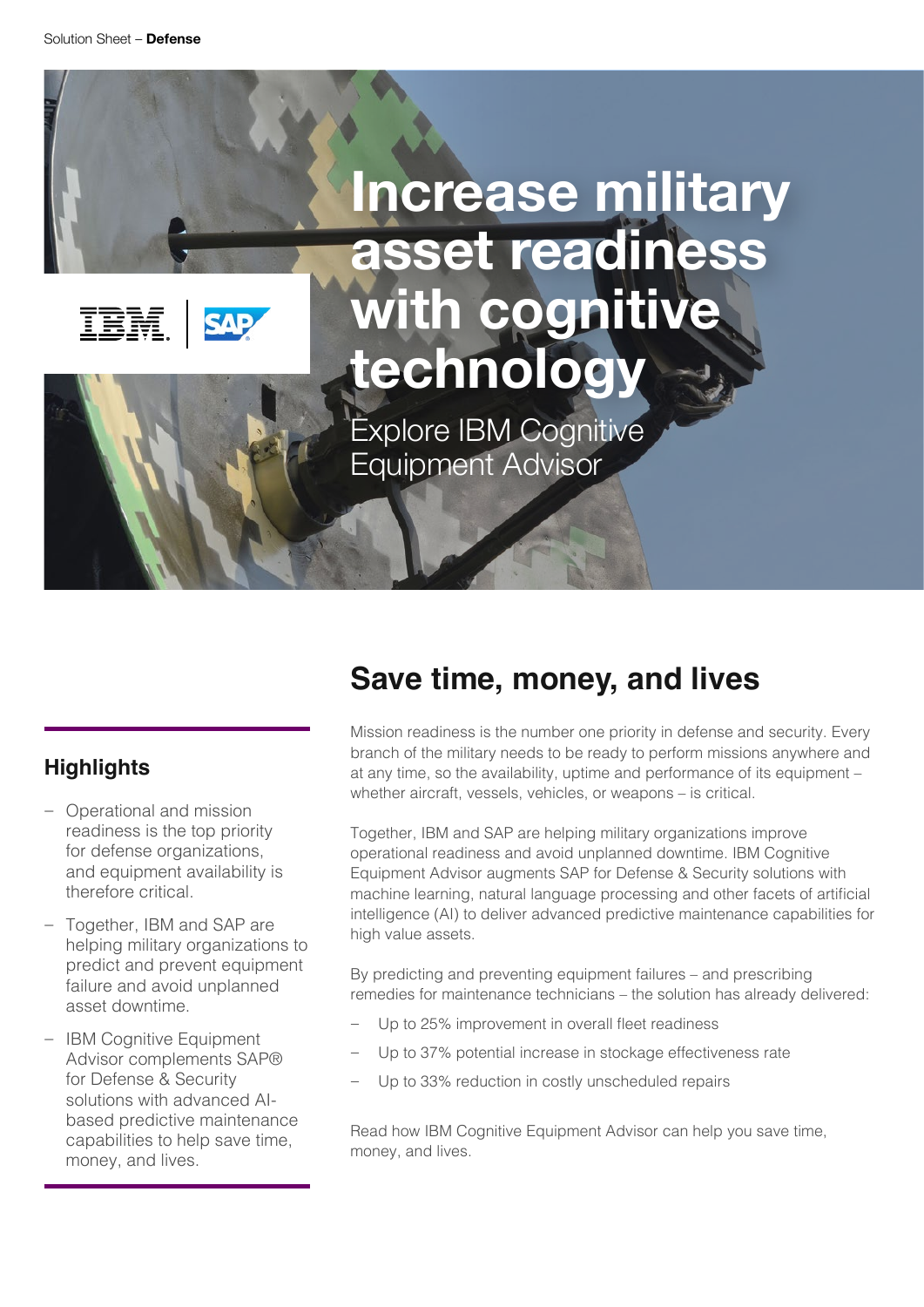Solution Sheet – **Defense**

# Increase military asset readiness with cognitive technology

Explore IBM Cognitive Equipment Advisor

## Highlights

- Operational and mission readiness is the top priority for defense organizations, and equipment availability is therefore critical.
- Together, IBM and SAP are helping military organizations to predict and prevent equipment failure and avoid unplanned asset downtime.
- IBM Cognitive Equipment Advisor complements SAP® for Defense & Security solutions with advanced AI-based predictive maintenance capabilities to help save time, money, and lives.

## Save time, money, and lives

Mission readiness is the number one priority in defense and security. Every branch of the military needs to be ready to perform missions anywhere and at any time, so the availability, uptime and performance of its equipment – whether aircraft, vessels, vehicles, or weapons – is critical.

Together, IBM and SAP are helping military organizations improve operational readiness and avoid unplanned downtime. IBM Cognitive Equipment Advisor augments SAP for Defense & Security solutions with machine learning, natural language processing and other facets of artificial intelligence (AI) to deliver advanced predictive maintenance capabilities for high value assets.

By predicting and preventing equipment failures – and prescribing remedies for maintenance technicians – the solution has already delivered:

- Up to 25% improvement in overall fleet readiness
- Up to 37% potential increase in stockage effectiveness rate
- Up to 33% reduction in costly unscheduled repairs

Read how IBM Cognitive Equipment Advisor can help you save time, money, and lives.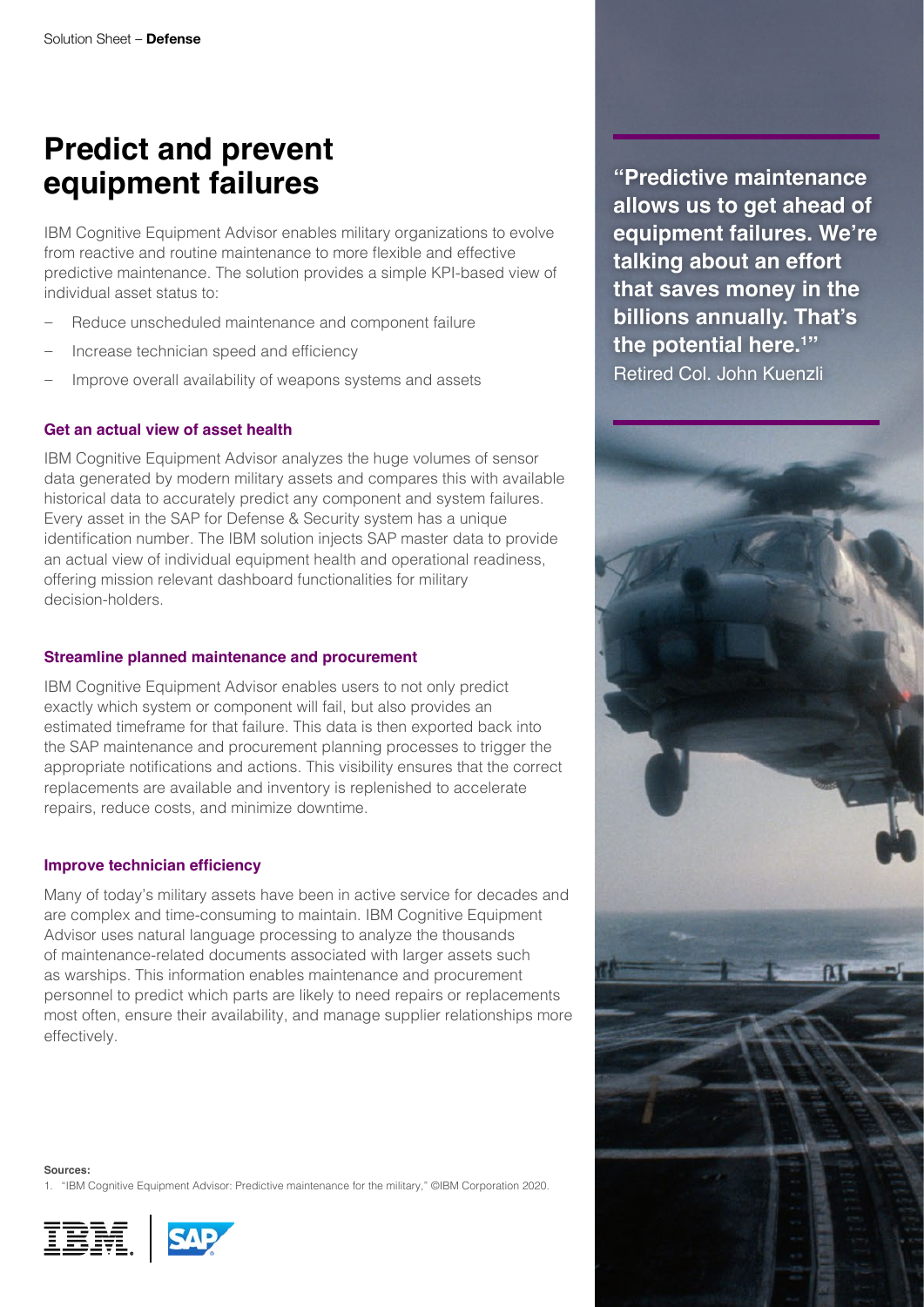# Predict and prevent equipment failures

IBM Cognitive Equipment Advisor enables military organizations to evolve from reactive and routine maintenance to more flexible and effective predictive maintenance. The solution provides a simple KPI-based view of individual asset status to:

- Reduce unscheduled maintenance and component failure
- Increase technician speed and efficiency
- Improve overall availability of weapons systems and assets

**"Predictive maintenance allows us to get ahead of equipment failures. We're talking about an effort that saves money in the billions annually. That's the potential here.[1]"**
Retired Col. John Kuenzli

### Get an actual view of asset health

IBM Cognitive Equipment Advisor analyzes the huge volumes of sensor data generated by modern military assets and compares this with available historical data to accurately predict any component and system failures. Every asset in the SAP for Defense & Security system has a unique identification number. The IBM solution injects SAP master data to provide an actual view of individual equipment health and operational readiness, offering mission relevant dashboard functionalities for military decision-holders.

### Streamline planned maintenance and procurement

IBM Cognitive Equipment Advisor enables users to not only predict exactly which system or component will fail, but also provides an estimated timeframe for that failure. This data is then exported back into the SAP maintenance and procurement planning processes to trigger the appropriate notifications and actions. This visibility ensures that the correct replacements are available and inventory is replenished to accelerate repairs, reduce costs, and minimize downtime.

### Improve technician efficiency

Many of today's military assets have been in active service for decades and are complex and time-consuming to maintain. IBM Cognitive Equipment Advisor uses natural language processing to analyze the thousands of maintenance-related documents associated with larger assets such as warships. This information enables maintenance and procurement personnel to predict which parts are likely to need repairs or replacements most often, ensure their availability, and manage supplier relationships more effectively.

**Sources:**

1. "IBM Cognitive Equipment Advisor: Predictive maintenance for the military," ©IBM Corporation 2020.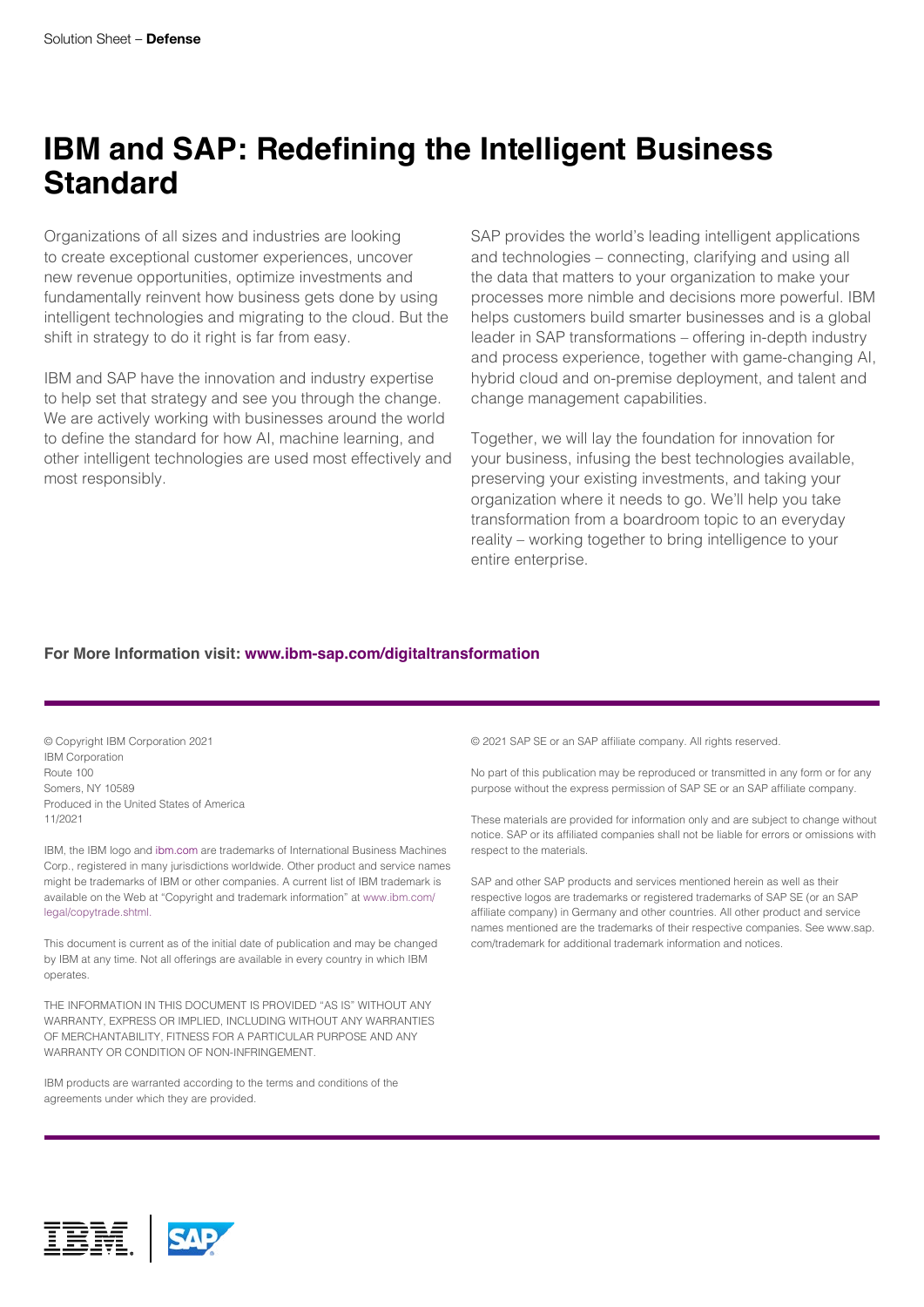# IBM and SAP: Redefining the Intelligent Business Standard

Organizations of all sizes and industries are looking to create exceptional customer experiences, uncover new revenue opportunities, optimize investments and fundamentally reinvent how business gets done by using intelligent technologies and migrating to the cloud. But the shift in strategy to do it right is far from easy.

IBM and SAP have the innovation and industry expertise to help set that strategy and see you through the change. We are actively working with businesses around the world to define the standard for how AI, machine learning, and other intelligent technologies are used most effectively and most responsibly.

SAP provides the world's leading intelligent applications and technologies – connecting, clarifying and using all the data that matters to your organization to make your processes more nimble and decisions more powerful. IBM helps customers build smarter businesses and is a global leader in SAP transformations – offering in-depth industry and process experience, together with game-changing AI, hybrid cloud and on-premise deployment, and talent and change management capabilities.

Together, we will lay the foundation for innovation for your business, infusing the best technologies available, preserving your existing investments, and taking your organization where it needs to go. We'll help you take transformation from a boardroom topic to an everyday reality – working together to bring intelligence to your entire enterprise.

**For More Information visit: www.ibm-sap.com/digitaltransformation**

---

© Copyright IBM Corporation 2021
IBM Corporation
Route 100
Somers, NY 10589
Produced in the United States of America
11/2021

IBM, the IBM logo and ibm.com are trademarks of International Business Machines Corp., registered in many jurisdictions worldwide. Other product and service names might be trademarks of IBM or other companies. A current list of IBM trademark is available on the Web at "Copyright and trademark information" at www.ibm.com/legal/copytrade.shtml.

This document is current as of the initial date of publication and may be changed by IBM at any time. Not all offerings are available in every country in which IBM operates.

THE INFORMATION IN THIS DOCUMENT IS PROVIDED "AS IS" WITHOUT ANY WARRANTY, EXPRESS OR IMPLIED, INCLUDING WITHOUT ANY WARRANTIES OF MERCHANTABILITY, FITNESS FOR A PARTICULAR PURPOSE AND ANY WARRANTY OR CONDITION OF NON-INFRINGEMENT.

IBM products are warranted according to the terms and conditions of the agreements under which they are provided.

© 2021 SAP SE or an SAP affiliate company. All rights reserved.

No part of this publication may be reproduced or transmitted in any form or for any purpose without the express permission of SAP SE or an SAP affiliate company.

These materials are provided for information only and are subject to change without notice. SAP or its affiliated companies shall not be liable for errors or omissions with respect to the materials.

SAP and other SAP products and services mentioned herein as well as their respective logos are trademarks or registered trademarks of SAP SE (or an SAP affiliate company) in Germany and other countries. All other product and service names mentioned are the trademarks of their respective companies. See www.sap.com/trademark for additional trademark information and notices.